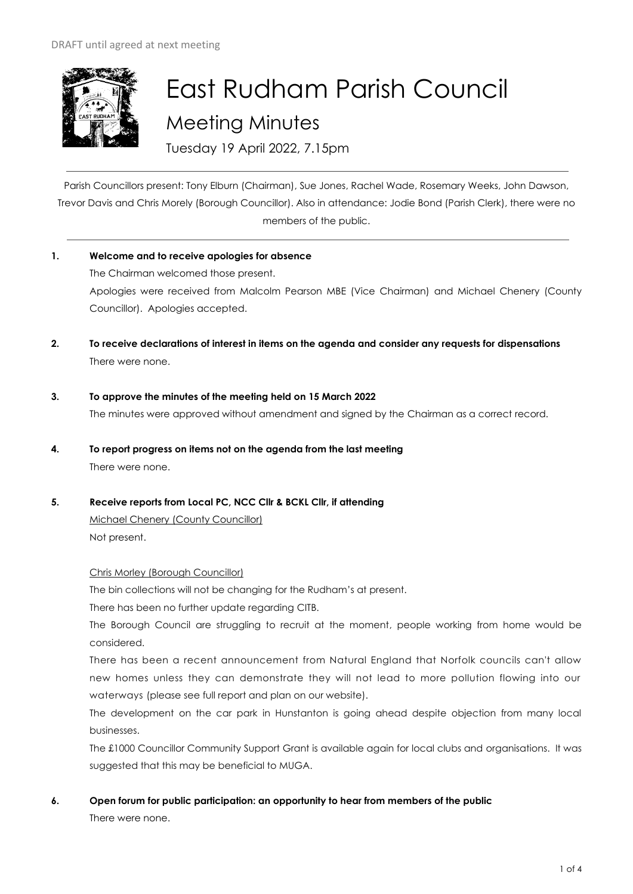DRAFT until agreed at next meeting

# East Rudham Parish Council

## Meeting Minutes

Tuesday 19 April 2022, 7.15pm

Parish Councillors present: Tony Elburn (Chairman), Sue Jones, Rachel Wade, Rosemary Weeks, John Dawson, Trevor Davis and Chris Morely (Borough Councillor). Also in attendance: Jodie Bond (Parish Clerk), there were no members of the public.

**1. Welcome and to receive apologies for absence**

The Chairman welcomed those present.

Apologies were received from Malcolm Pearson MBE (Vice Chairman) and Michael Chenery (County Councillor). Apologies accepted.

**2. To receive declarations of interest in items on the agenda and consider any requests for dispensations**

There were none.

**3. To approve the minutes of the meeting held on 15 March 2022**

The minutes were approved without amendment and signed by the Chairman as a correct record.

**4. To report progress on items not on the agenda from the last meeting**

There were none.

**5. Receive reports from Local PC, NCC Cllr & BCKL Cllr, if attending**

Michael Chenery (County Councillor)

Not present.

Chris Morley (Borough Councillor)

The bin collections will not be changing for the Rudham's at present.

There has been no further update regarding CITB.

The Borough Council are struggling to recruit at the moment, people working from home would be considered.

There has been a recent announcement from Natural England that Norfolk councils can't allow new homes unless they can demonstrate they will not lead to more pollution flowing into our waterways (please see full report and plan on our website).

The development on the car park in Hunstanton is going ahead despite objection from many local businesses.

The £1000 Councillor Community Support Grant is available again for local clubs and organisations. It was suggested that this may be beneficial to MUGA.

**6. Open forum for public participation: an opportunity to hear from members of the public**

There were none.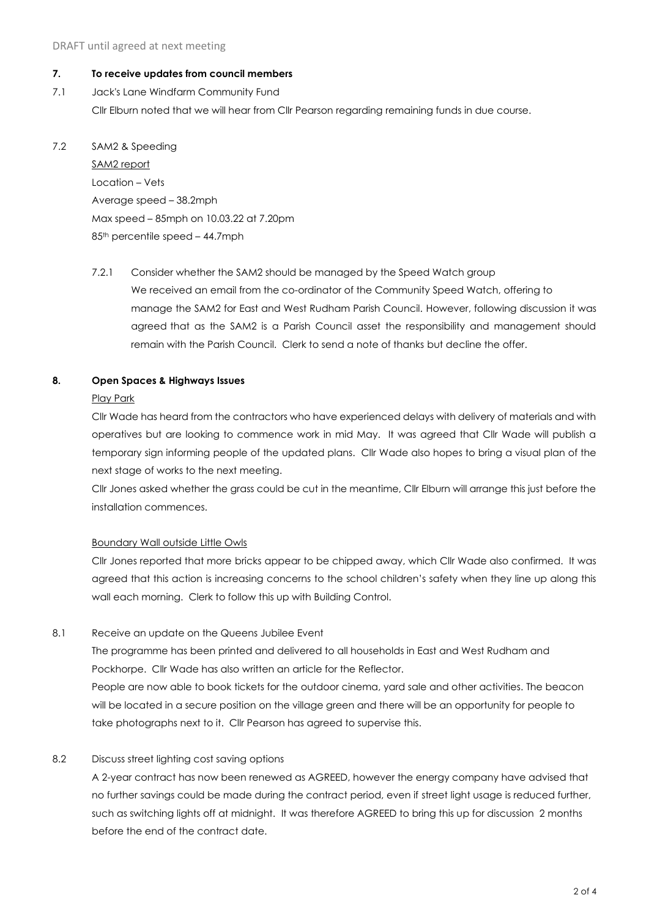DRAFT until agreed at next meeting

**7. To receive updates from council members**

7.1 Jack's Lane Windfarm Community Fund

Cllr Elburn noted that we will hear from Cllr Pearson regarding remaining funds in due course.

7.2 SAM2 & Speeding

SAM2 report

Location – Vets

Average speed – 38.2mph

Max speed – 85mph on 10.03.22 at 7.20pm

85th percentile speed – 44.7mph

7.2.1 Consider whether the SAM2 should be managed by the Speed Watch group

We received an email from the co-ordinator of the Community Speed Watch, offering to manage the SAM2 for East and West Rudham Parish Council. However, following discussion it was agreed that as the SAM2 is a Parish Council asset the responsibility and management should remain with the Parish Council. Clerk to send a note of thanks but decline the offer.

**8. Open Spaces & Highways Issues**

Play Park

Cllr Wade has heard from the contractors who have experienced delays with delivery of materials and with operatives but are looking to commence work in mid May. It was agreed that Cllr Wade will publish a temporary sign informing people of the updated plans. Cllr Wade also hopes to bring a visual plan of the next stage of works to the next meeting.

Cllr Jones asked whether the grass could be cut in the meantime, Cllr Elburn will arrange this just before the installation commences.

Boundary Wall outside Little Owls

Cllr Jones reported that more bricks appear to be chipped away, which Cllr Wade also confirmed. It was agreed that this action is increasing concerns to the school children's safety when they line up along this wall each morning. Clerk to follow this up with Building Control.

8.1 Receive an update on the Queens Jubilee Event

The programme has been printed and delivered to all households in East and West Rudham and Pockhorpe. Cllr Wade has also written an article for the Reflector.

People are now able to book tickets for the outdoor cinema, yard sale and other activities. The beacon will be located in a secure position on the village green and there will be an opportunity for people to take photographs next to it. Cllr Pearson has agreed to supervise this.

8.2 Discuss street lighting cost saving options

A 2-year contract has now been renewed as AGREED, however the energy company have advised that no further savings could be made during the contract period, even if street light usage is reduced further, such as switching lights off at midnight. It was therefore AGREED to bring this up for discussion 2 months before the end of the contract date.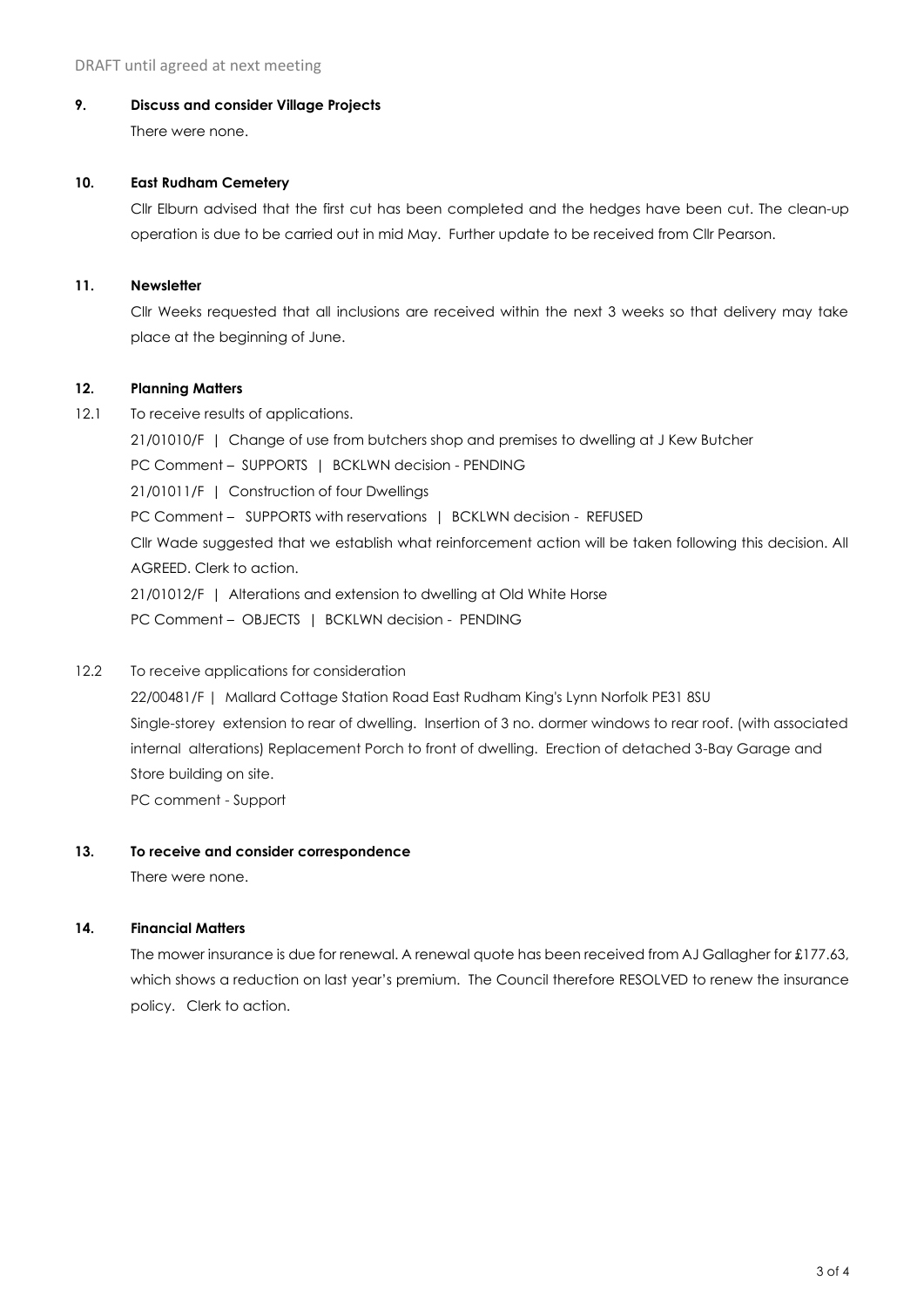DRAFT until agreed at next meeting

**9. Discuss and consider Village Projects**

There were none.

**10. East Rudham Cemetery**

Cllr Elburn advised that the first cut has been completed and the hedges have been cut. The clean-up operation is due to be carried out in mid May. Further update to be received from Cllr Pearson.

**11. Newsletter**

Cllr Weeks requested that all inclusions are received within the next 3 weeks so that delivery may take place at the beginning of June.

**12. Planning Matters**

12.1 To receive results of applications.

21/01010/F | Change of use from butchers shop and premises to dwelling at J Kew Butcher

PC Comment – SUPPORTS | BCKLWN decision - PENDING

21/01011/F | Construction of four Dwellings

PC Comment – SUPPORTS with reservations | BCKLWN decision - REFUSED

Cllr Wade suggested that we establish what reinforcement action will be taken following this decision. All AGREED. Clerk to action.

21/01012/F | Alterations and extension to dwelling at Old White Horse

PC Comment – OBJECTS | BCKLWN decision - PENDING

12.2 To receive applications for consideration

22/00481/F | Mallard Cottage Station Road East Rudham King's Lynn Norfolk PE31 8SU

Single-storey extension to rear of dwelling. Insertion of 3 no. dormer windows to rear roof. (with associated internal alterations) Replacement Porch to front of dwelling. Erection of detached 3-Bay Garage and Store building on site.

PC comment - Support

**13. To receive and consider correspondence**

There were none.

**14. Financial Matters**

The mower insurance is due for renewal. A renewal quote has been received from AJ Gallagher for £177.63, which shows a reduction on last year's premium. The Council therefore RESOLVED to renew the insurance policy. Clerk to action.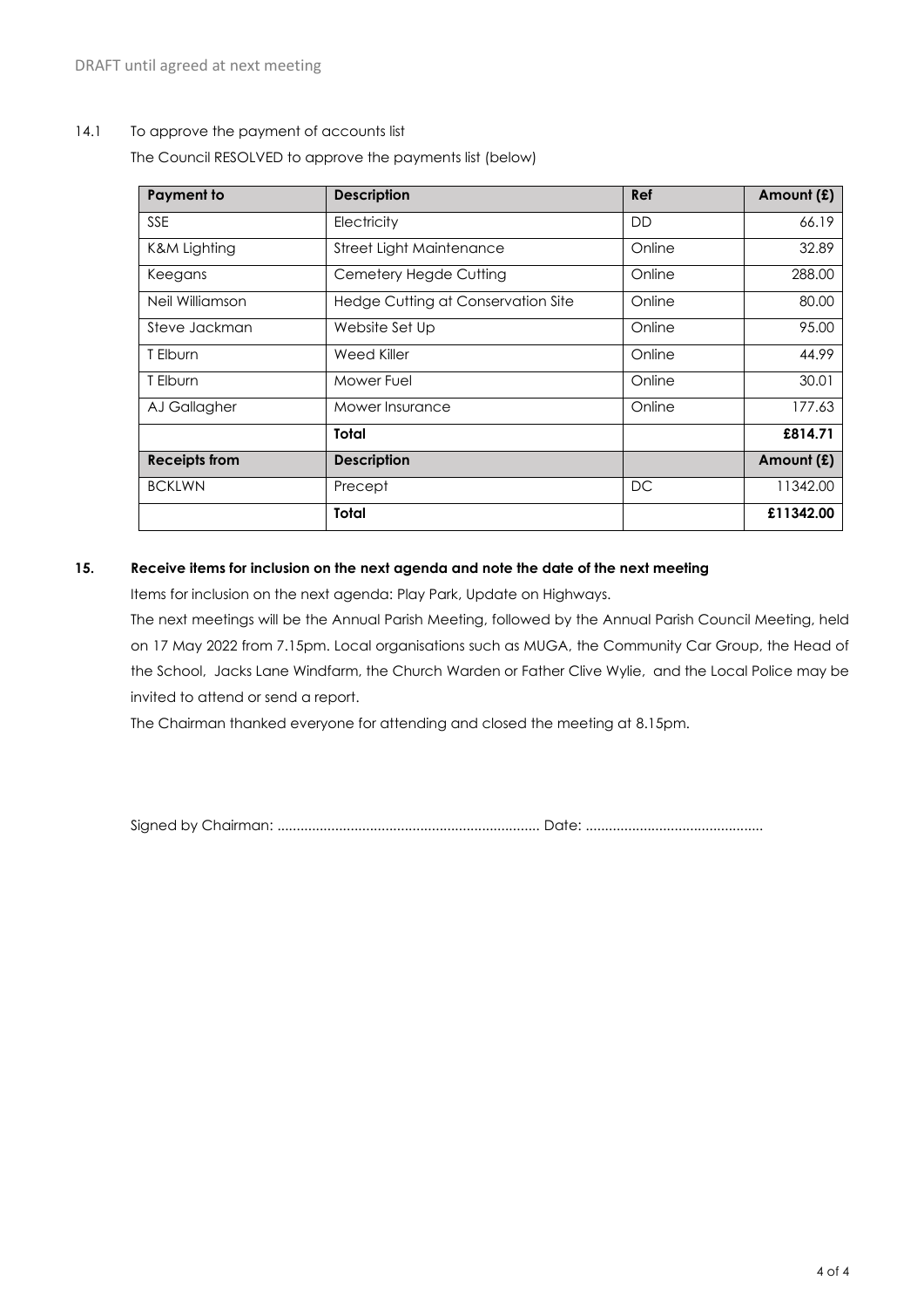DRAFT until agreed at next meeting

14.1 To approve the payment of accounts list

The Council RESOLVED to approve the payments list (below)

| Payment to | Description | Ref | Amount (£) |
|---|---|---|---|
| SSE | Electricity | DD | 66.19 |
| K&M Lighting | Street Light Maintenance | Online | 32.89 |
| Keegans | Cemetery Hegde Cutting | Online | 288.00 |
| Neil Williamson | Hedge Cutting at Conservation Site | Online | 80.00 |
| Steve Jackman | Website Set Up | Online | 95.00 |
| T Elburn | Weed Killer | Online | 44.99 |
| T Elburn | Mower Fuel | Online | 30.01 |
| AJ Gallagher | Mower Insurance | Online | 177.63 |
| | **Total** | | **£814.71** |
| **Receipts from** | **Description** | | **Amount (£)** |
| BCKLWN | Precept | DC | 11342.00 |
| | **Total** | | **£11342.00** |

**15. Receive items for inclusion on the next agenda and note the date of the next meeting**

Items for inclusion on the next agenda: Play Park, Update on Highways.

The next meetings will be the Annual Parish Meeting, followed by the Annual Parish Council Meeting, held on 17 May 2022 from 7.15pm. Local organisations such as MUGA, the Community Car Group, the Head of the School, Jacks Lane Windfarm, the Church Warden or Father Clive Wylie, and the Local Police may be invited to attend or send a report.

The Chairman thanked everyone for attending and closed the meeting at 8.15pm.

Signed by Chairman: .................................................................... Date: ..............................................